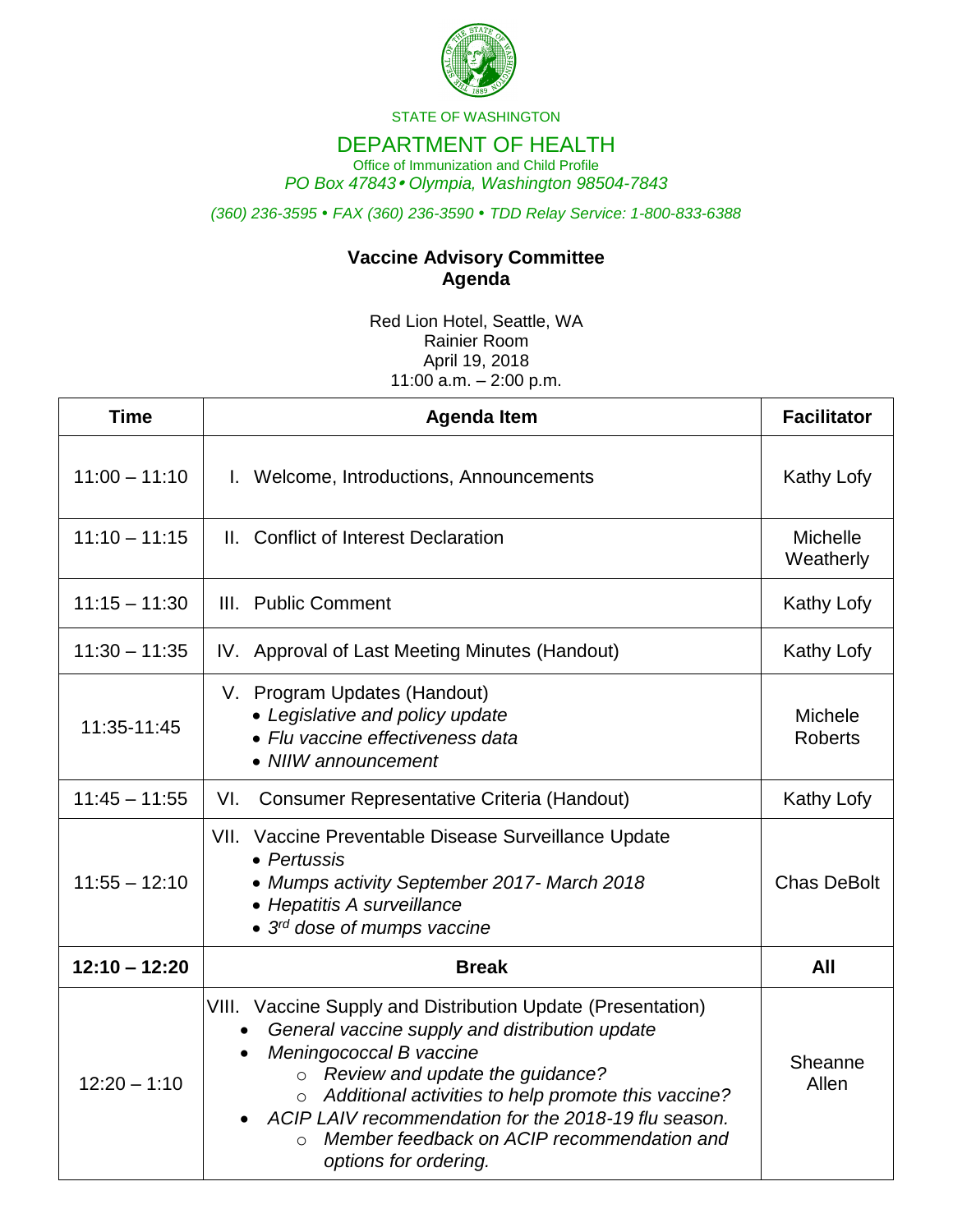STATE OF WASHINGTON

# DEPARTMENT OF HEALTH

Office of Immunization and Child Profile

*PO Box 47843 • Olympia, Washington 98504-7843*

*(360) 236-3595 • FAX (360) 236-3590 • TDD Relay Service: 1-800-833-6388*

## Vaccine Advisory Committee Agenda

Red Lion Hotel, Seattle, WA
Rainier Room
April 19, 2018
11:00 a.m. – 2:00 p.m.

| Time | Agenda Item | Facilitator |
|---|---|---|
| 11:00 – 11:10 | I. Welcome, Introductions, Announcements | Kathy Lofy |
| 11:10 – 11:15 | II. Conflict of Interest Declaration | Michelle Weatherly |
| 11:15 – 11:30 | III. Public Comment | Kathy Lofy |
| 11:30 – 11:35 | IV. Approval of Last Meeting Minutes (Handout) | Kathy Lofy |
| 11:35-11:45 | V. Program Updates (Handout)<br>• *Legislative and policy update*<br>• *Flu vaccine effectiveness data*<br>• *NIIW announcement* | Michele Roberts |
| 11:45 – 11:55 | VI. Consumer Representative Criteria (Handout) | Kathy Lofy |
| 11:55 – 12:10 | VII. Vaccine Preventable Disease Surveillance Update<br>• *Pertussis*<br>• *Mumps activity September 2017- March 2018*<br>• *Hepatitis A surveillance*<br>• *3rd dose of mumps vaccine* | Chas DeBolt |
| **12:10 – 12:20** | **Break** | **All** |
| 12:20 – 1:10 | VIII. Vaccine Supply and Distribution Update (Presentation)<br>• *General vaccine supply and distribution update*<br>• *Meningococcal B vaccine*<br>&nbsp;&nbsp;&nbsp;&nbsp;○ *Review and update the guidance?*<br>&nbsp;&nbsp;&nbsp;&nbsp;○ *Additional activities to help promote this vaccine?*<br>• *ACIP LAIV recommendation for the 2018-19 flu season.*<br>&nbsp;&nbsp;&nbsp;&nbsp;○ *Member feedback on ACIP recommendation and options for ordering.* | Sheanne Allen |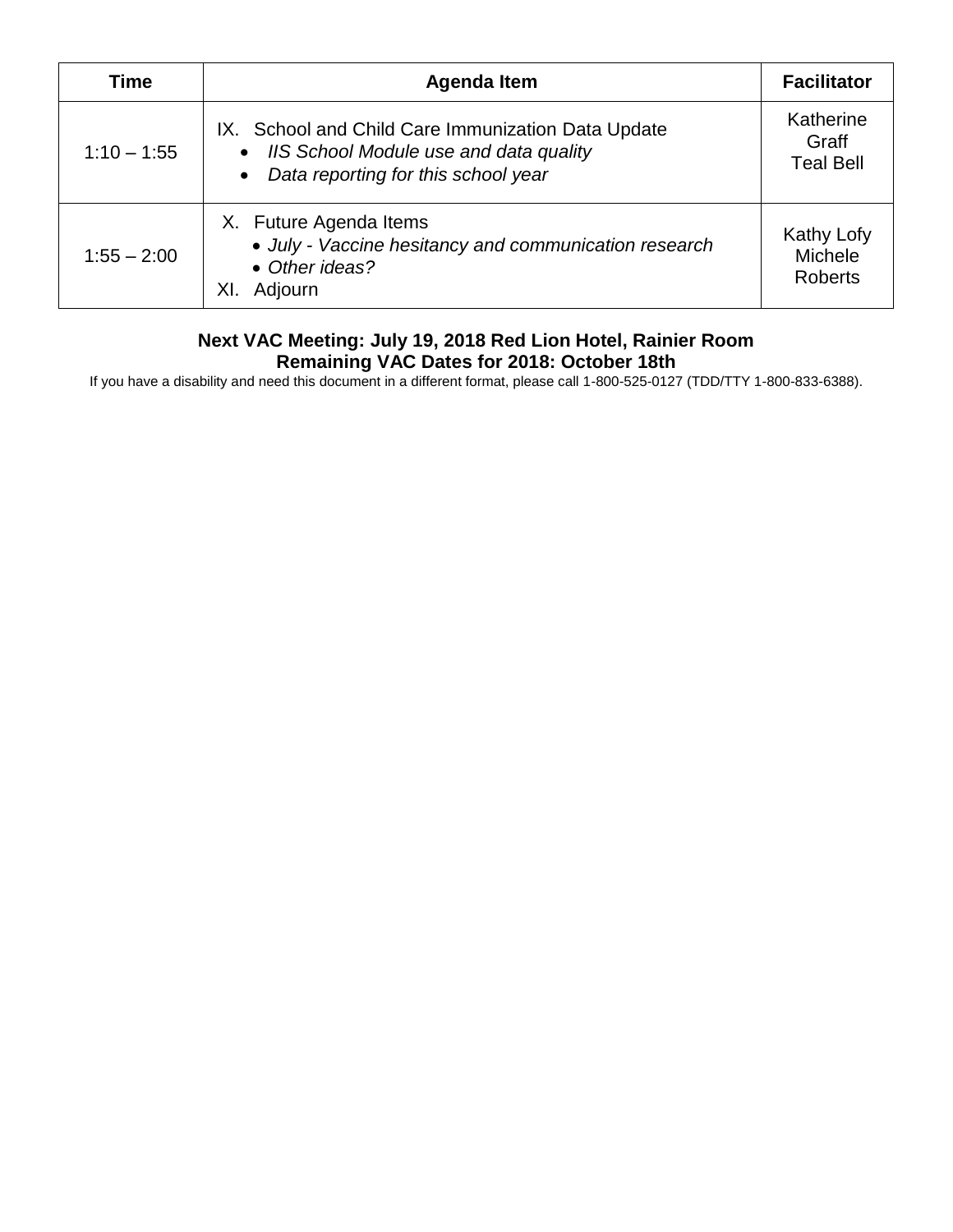| Time | Agenda Item | Facilitator |
|---|---|---|
| 1:10 – 1:55 | IX. School and Child Care Immunization Data Update<br>• *IIS School Module use and data quality*<br>• *Data reporting for this school year* | Katherine Graff<br>Teal Bell |
| 1:55 – 2:00 | X. Future Agenda Items<br>• *July - Vaccine hesitancy and communication research*<br>• *Other ideas?*<br>XI. Adjourn | Kathy Lofy<br>Michele Roberts |

**Next VAC Meeting: July 19, 2018 Red Lion Hotel, Rainier Room**
**Remaining VAC Dates for 2018: October 18th**

If you have a disability and need this document in a different format, please call 1-800-525-0127 (TDD/TTY 1-800-833-6388).